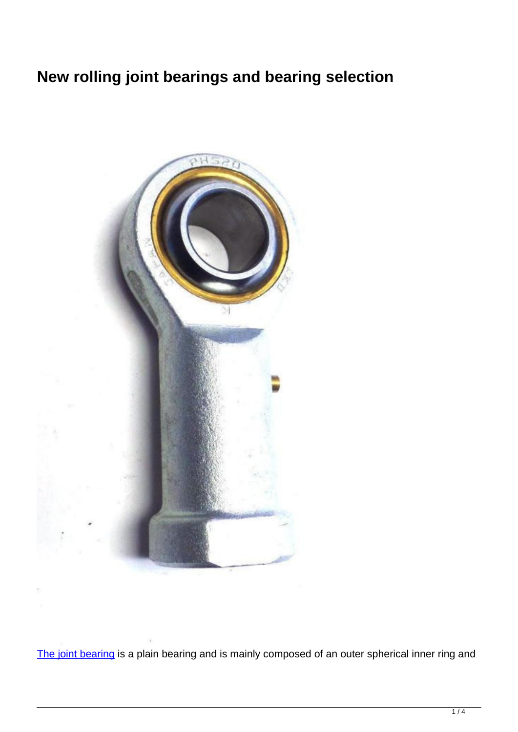# New rolling joint bearings and bearing selection

The joint bearing is a plain bearing and is mainly composed of an outer spherical inner ring and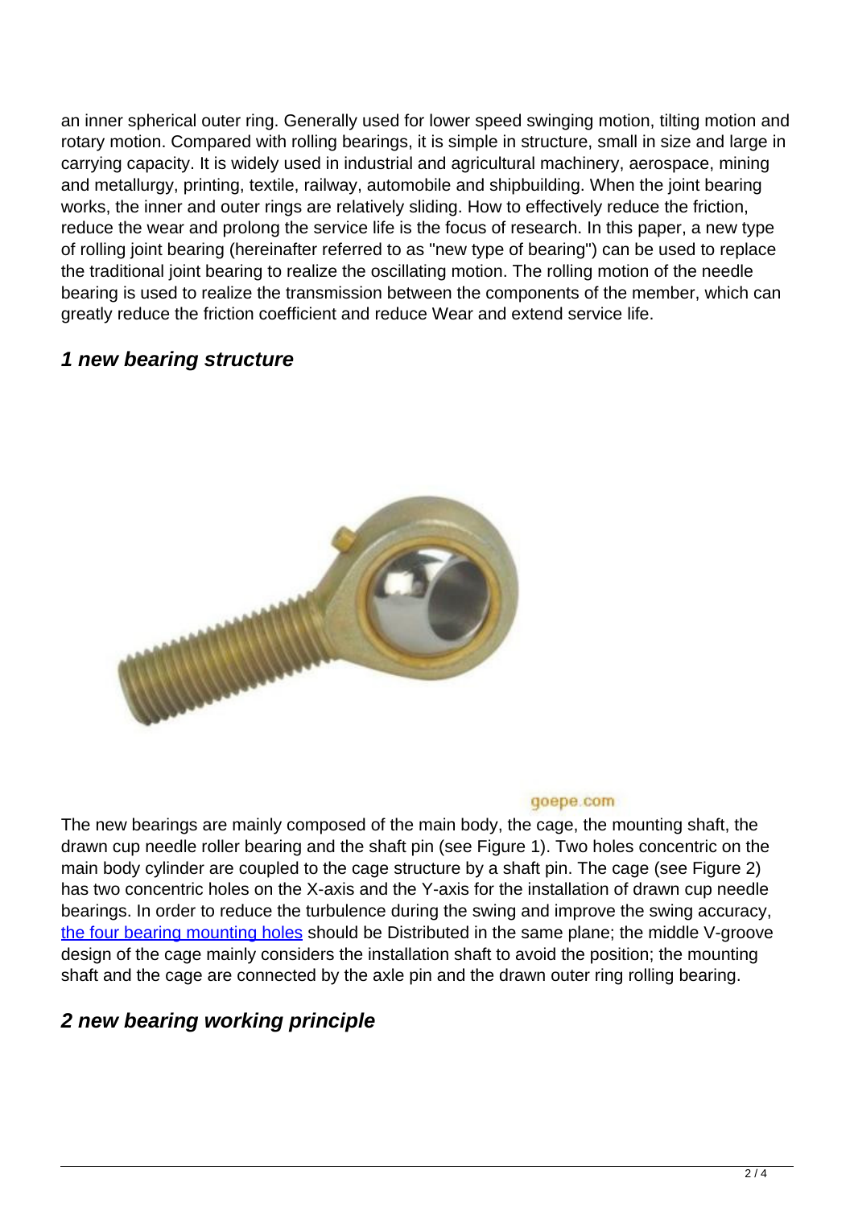an inner spherical outer ring. Generally used for lower speed swinging motion, tilting motion and rotary motion. Compared with rolling bearings, it is simple in structure, small in size and large in carrying capacity. It is widely used in industrial and agricultural machinery, aerospace, mining and metallurgy, printing, textile, railway, automobile and shipbuilding. When the joint bearing works, the inner and outer rings are relatively sliding. How to effectively reduce the friction, reduce the wear and prolong the service life is the focus of research. In this paper, a new type of rolling joint bearing (hereinafter referred to as "new type of bearing") can be used to replace the traditional joint bearing to realize the oscillating motion. The rolling motion of the needle bearing is used to realize the transmission between the components of the member, which can greatly reduce the friction coefficient and reduce Wear and extend service life.

## 1 new bearing structure

goepe.com

The new bearings are mainly composed of the main body, the cage, the mounting shaft, the drawn cup needle roller bearing and the shaft pin (see Figure 1). Two holes concentric on the main body cylinder are coupled to the cage structure by a shaft pin. The cage (see Figure 2) has two concentric holes on the X-axis and the Y-axis for the installation of drawn cup needle bearings. In order to reduce the turbulence during the swing and improve the swing accuracy, the four bearing mounting holes should be Distributed in the same plane; the middle V-groove design of the cage mainly considers the installation shaft to avoid the position; the mounting shaft and the cage are connected by the axle pin and the drawn outer ring rolling bearing.

## 2 new bearing working principle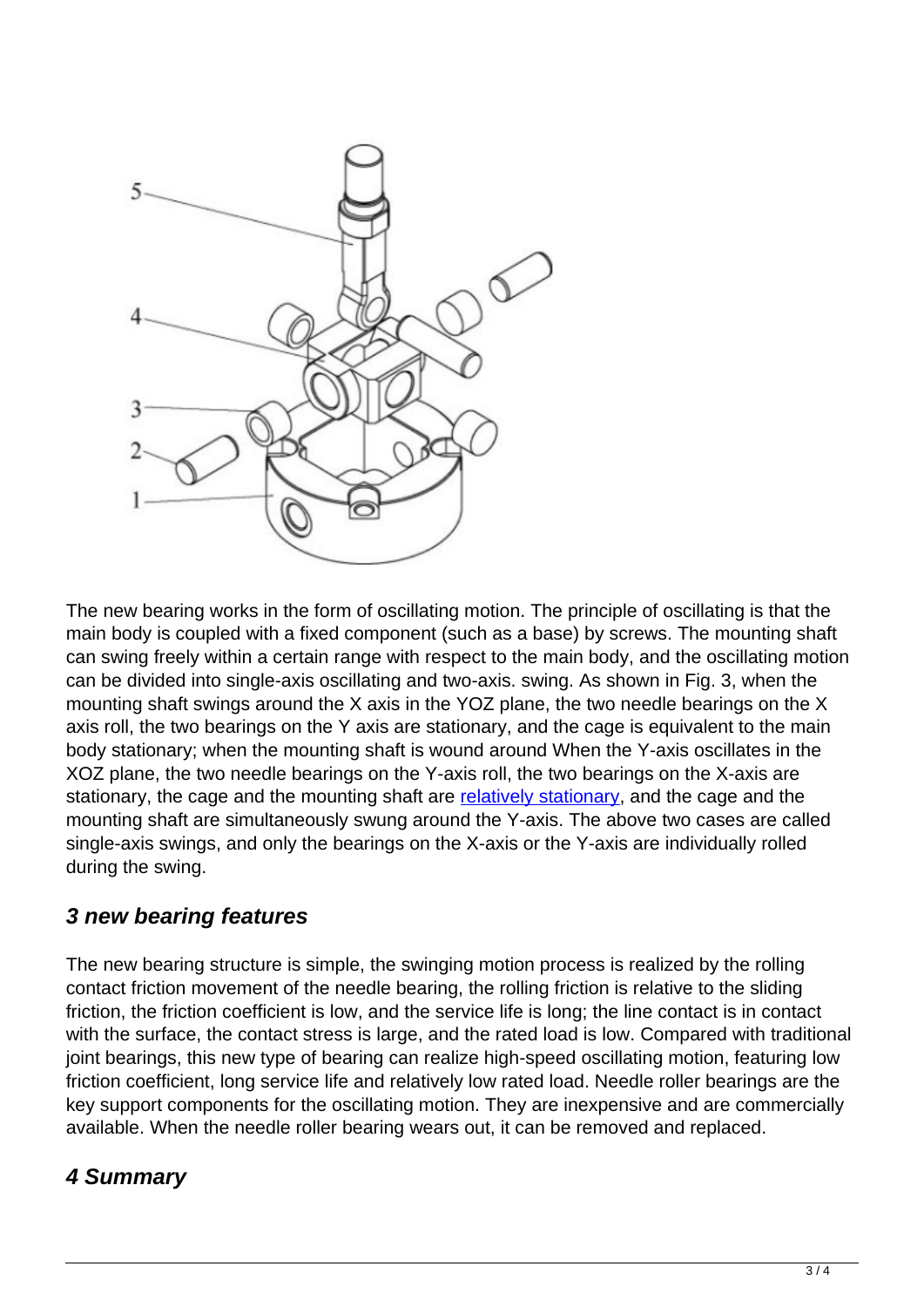The new bearing works in the form of oscillating motion. The principle of oscillating is that the main body is coupled with a fixed component (such as a base) by screws. The mounting shaft can swing freely within a certain range with respect to the main body, and the oscillating motion can be divided into single-axis oscillating and two-axis. swing. As shown in Fig. 3, when the mounting shaft swings around the X axis in the YOZ plane, the two needle bearings on the X axis roll, the two bearings on the Y axis are stationary, and the cage is equivalent to the main body stationary; when the mounting shaft is wound around When the Y-axis oscillates in the XOZ plane, the two needle bearings on the Y-axis roll, the two bearings on the X-axis are stationary, the cage and the mounting shaft are relatively stationary, and the cage and the mounting shaft are simultaneously swung around the Y-axis. The above two cases are called single-axis swings, and only the bearings on the X-axis or the Y-axis are individually rolled during the swing.

## 3 new bearing features

The new bearing structure is simple, the swinging motion process is realized by the rolling contact friction movement of the needle bearing, the rolling friction is relative to the sliding friction, the friction coefficient is low, and the service life is long; the line contact is in contact with the surface, the contact stress is large, and the rated load is low. Compared with traditional joint bearings, this new type of bearing can realize high-speed oscillating motion, featuring low friction coefficient, long service life and relatively low rated load. Needle roller bearings are the key support components for the oscillating motion. They are inexpensive and are commercially available. When the needle roller bearing wears out, it can be removed and replaced.

## 4 Summary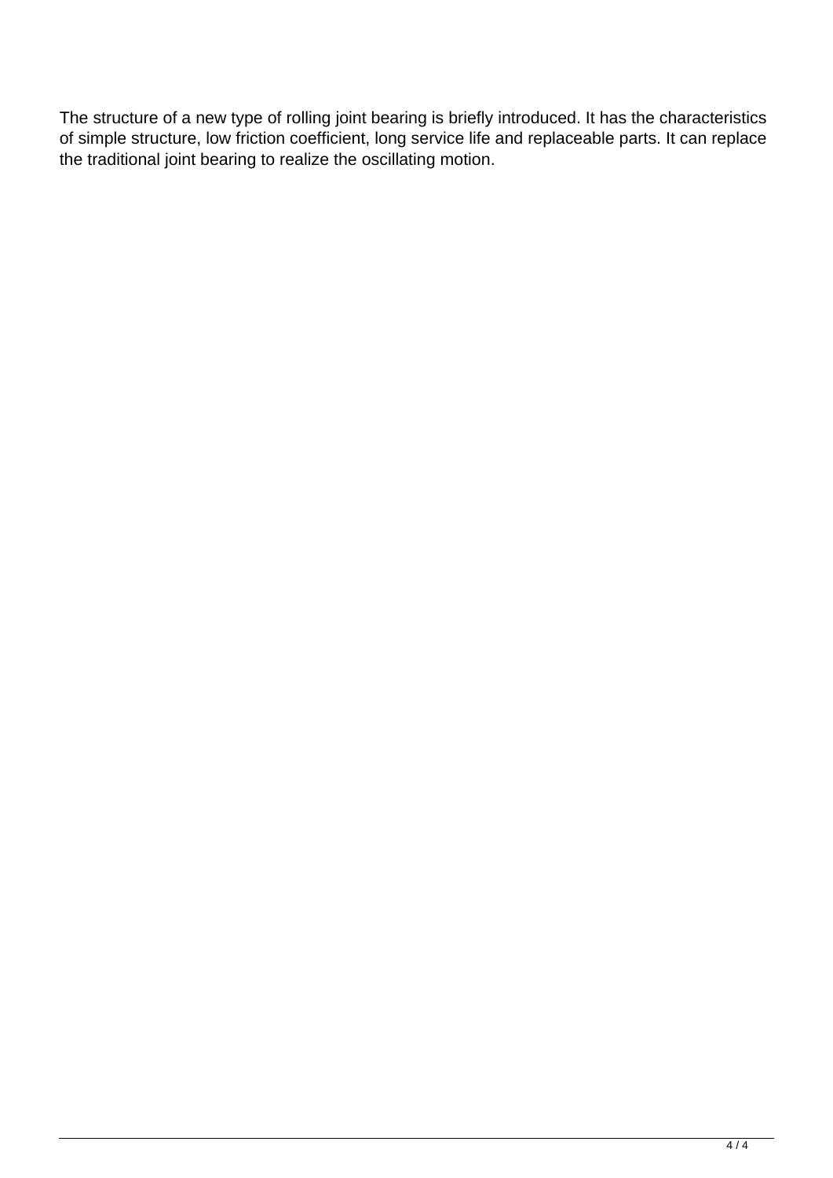The structure of a new type of rolling joint bearing is briefly introduced. It has the characteristics of simple structure, low friction coefficient, long service life and replaceable parts. It can replace the traditional joint bearing to realize the oscillating motion.